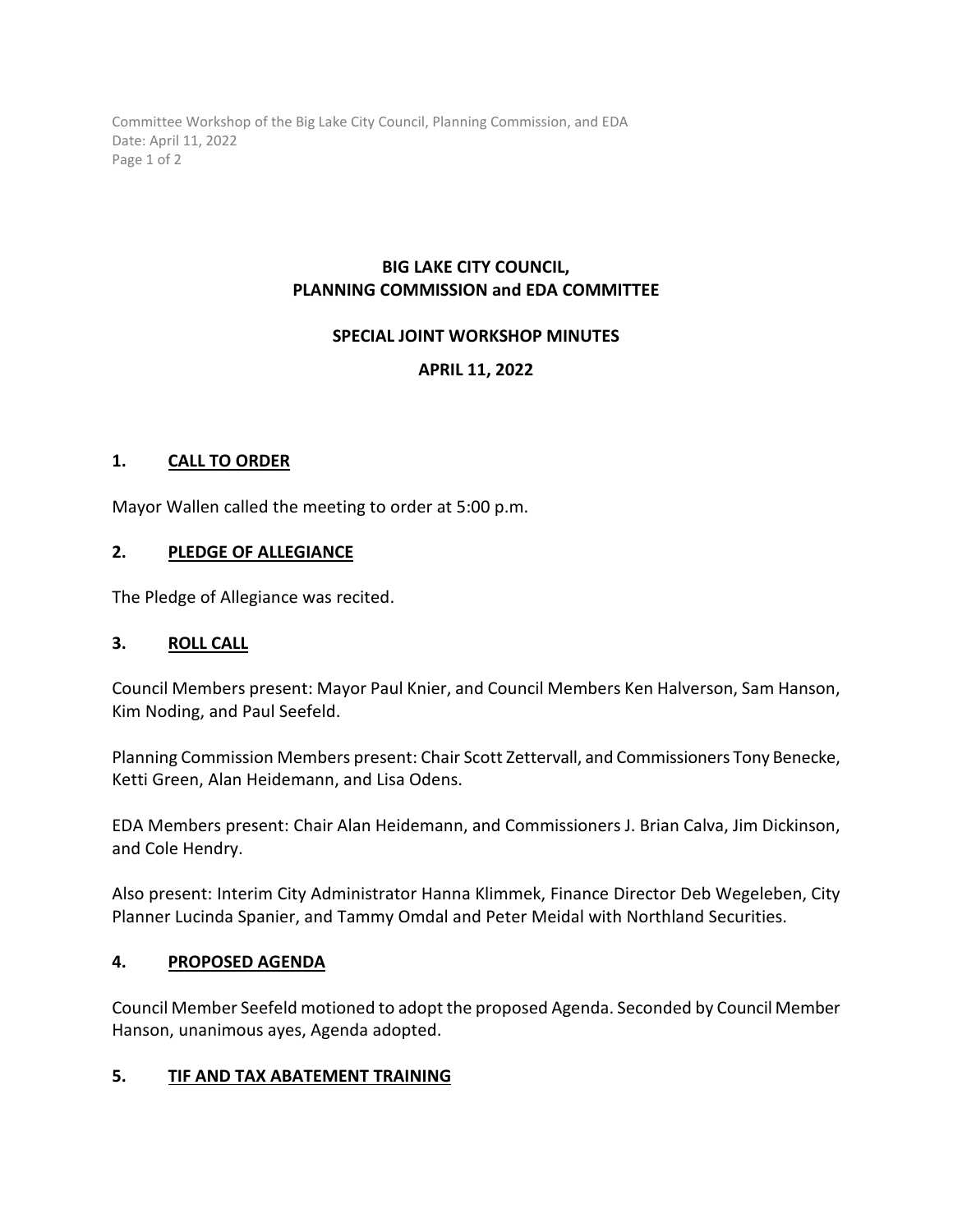**BIG LAKE CITY COUNCIL,**
**PLANNING COMMISSION and EDA COMMITTEE**

**SPECIAL JOINT WORKSHOP MINUTES**

**APRIL 11, 2022**

## 1. CALL TO ORDER

Mayor Wallen called the meeting to order at 5:00 p.m.

## 2. PLEDGE OF ALLEGIANCE

The Pledge of Allegiance was recited.

## 3. ROLL CALL

Council Members present: Mayor Paul Knier, and Council Members Ken Halverson, Sam Hanson, Kim Noding, and Paul Seefeld.

Planning Commission Members present: Chair Scott Zettervall, and Commissioners Tony Benecke, Ketti Green, Alan Heidemann, and Lisa Odens.

EDA Members present: Chair Alan Heidemann, and Commissioners J. Brian Calva, Jim Dickinson, and Cole Hendry.

Also present: Interim City Administrator Hanna Klimmek, Finance Director Deb Wegeleben, City Planner Lucinda Spanier, and Tammy Omdal and Peter Meidal with Northland Securities.

## 4. PROPOSED AGENDA

Council Member Seefeld motioned to adopt the proposed Agenda. Seconded by Council Member Hanson, unanimous ayes, Agenda adopted.

## 5. TIF AND TAX ABATEMENT TRAINING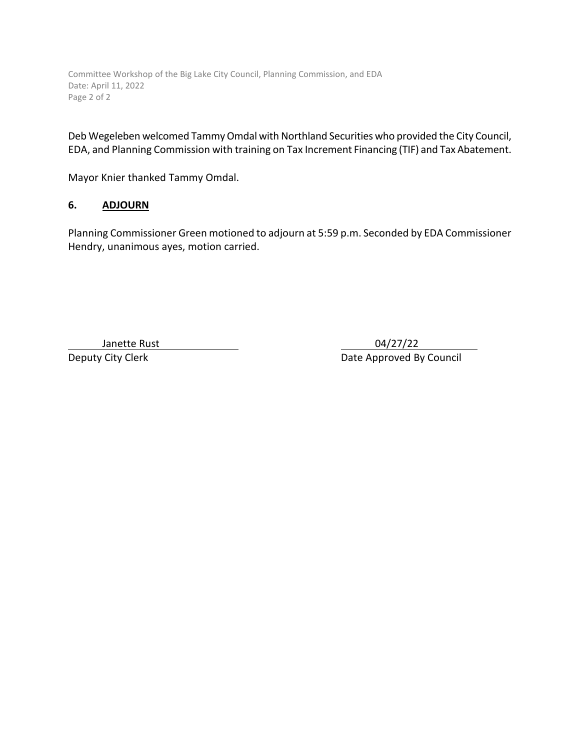Deb Wegeleben welcomed Tammy Omdal with Northland Securities who provided the City Council, EDA, and Planning Commission with training on Tax Increment Financing (TIF) and Tax Abatement.

Mayor Knier thanked Tammy Omdal.

## 6. ADJOURN

Planning Commissioner Green motioned to adjourn at 5:59 p.m. Seconded by EDA Commissioner Hendry, unanimous ayes, motion carried.

Janette Rust
Deputy City Clerk

04/27/22
Date Approved By Council